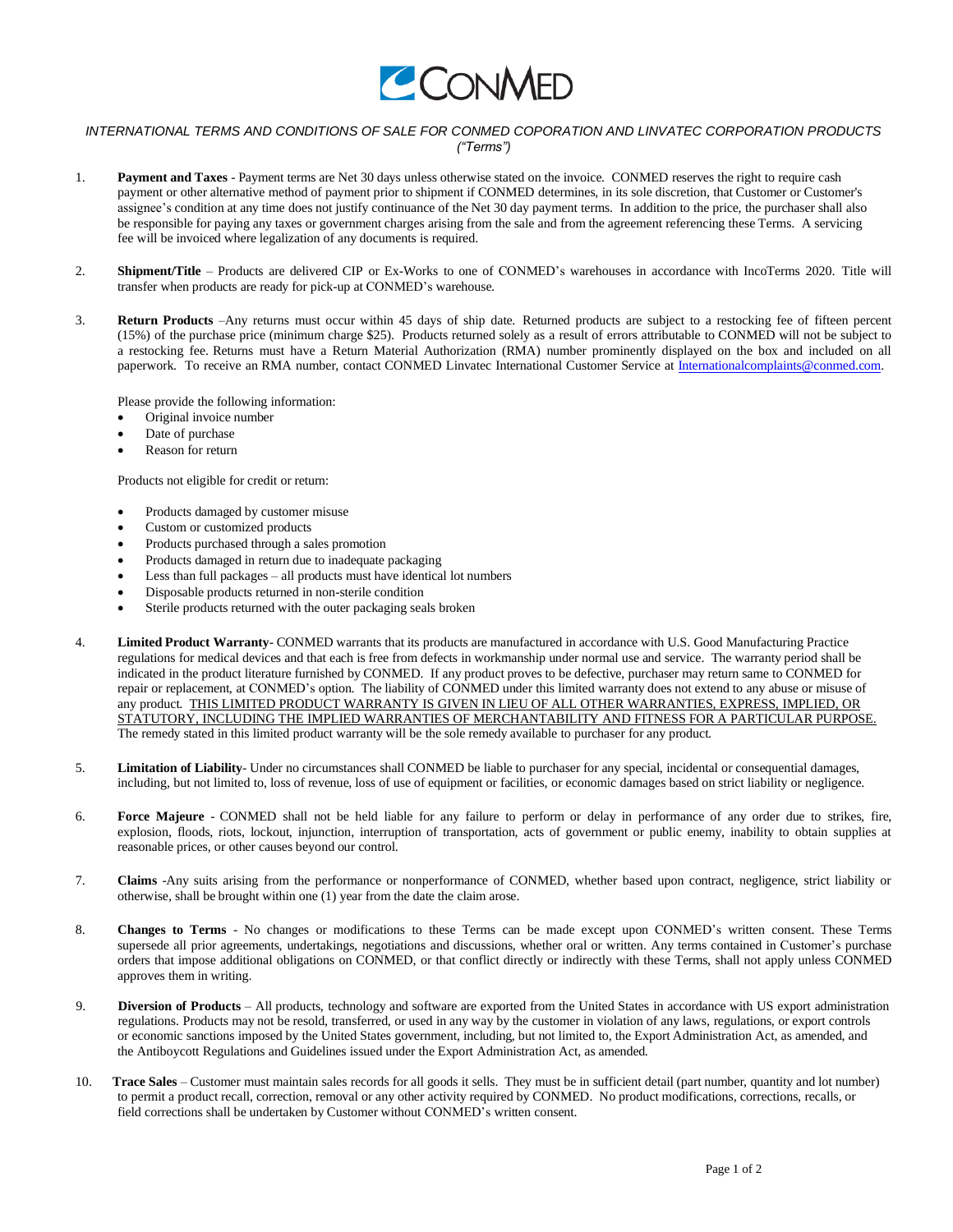# CONMED

*INTERNATIONAL TERMS AND CONDITIONS OF SALE FOR CONMED COPORATION AND LINVATEC CORPORATION PRODUCTS ("Terms")*

1. **Payment and Taxes** - Payment terms are Net 30 days unless otherwise stated on the invoice. CONMED reserves the right to require cash payment or other alternative method of payment prior to shipment if CONMED determines, in its sole discretion, that Customer or Customer's assignee's condition at any time does not justify continuance of the Net 30 day payment terms. In addition to the price, the purchaser shall also be responsible for paying any taxes or government charges arising from the sale and from the agreement referencing these Terms. A servicing fee will be invoiced where legalization of any documents is required.

2. **Shipment/Title** – Products are delivered CIP or Ex-Works to one of CONMED's warehouses in accordance with IncoTerms 2020. Title will transfer when products are ready for pick-up at CONMED's warehouse.

3. **Return Products** –Any returns must occur within 45 days of ship date. Returned products are subject to a restocking fee of fifteen percent (15%) of the purchase price (minimum charge $25). Products returned solely as a result of errors attributable to CONMED will not be subject to a restocking fee. Returns must have a Return Material Authorization (RMA) number prominently displayed on the box and included on all paperwork. To receive an RMA number, contact CONMED Linvatec International Customer Service at Internationalcomplaints@conmed.com.

   Please provide the following information:
   - Original invoice number
   - Date of purchase
   - Reason for return

   Products not eligible for credit or return:

   - Products damaged by customer misuse
   - Custom or customized products
   - Products purchased through a sales promotion
   - Products damaged in return due to inadequate packaging
   - Less than full packages – all products must have identical lot numbers
   - Disposable products returned in non-sterile condition
   - Sterile products returned with the outer packaging seals broken

4. **Limited Product Warranty**- CONMED warrants that its products are manufactured in accordance with U.S. Good Manufacturing Practice regulations for medical devices and that each is free from defects in workmanship under normal use and service. The warranty period shall be indicated in the product literature furnished by CONMED. If any product proves to be defective, purchaser may return same to CONMED for repair or replacement, at CONMED's option. The liability of CONMED under this limited warranty does not extend to any abuse or misuse of any product. <u>THIS LIMITED PRODUCT WARRANTY IS GIVEN IN LIEU OF ALL OTHER WARRANTIES, EXPRESS, IMPLIED, OR STATUTORY, INCLUDING THE IMPLIED WARRANTIES OF MERCHANTABILITY AND FITNESS FOR A PARTICULAR PURPOSE.</u> The remedy stated in this limited product warranty will be the sole remedy available to purchaser for any product.

5. **Limitation of Liability**- Under no circumstances shall CONMED be liable to purchaser for any special, incidental or consequential damages, including, but not limited to, loss of revenue, loss of use of equipment or facilities, or economic damages based on strict liability or negligence.

6. **Force Majeure** - CONMED shall not be held liable for any failure to perform or delay in performance of any order due to strikes, fire, explosion, floods, riots, lockout, injunction, interruption of transportation, acts of government or public enemy, inability to obtain supplies at reasonable prices, or other causes beyond our control.

7. **Claims** -Any suits arising from the performance or nonperformance of CONMED, whether based upon contract, negligence, strict liability or otherwise, shall be brought within one (1) year from the date the claim arose.

8. **Changes to Terms** - No changes or modifications to these Terms can be made except upon CONMED's written consent. These Terms supersede all prior agreements, undertakings, negotiations and discussions, whether oral or written. Any terms contained in Customer's purchase orders that impose additional obligations on CONMED, or that conflict directly or indirectly with these Terms, shall not apply unless CONMED approves them in writing.

9. **Diversion of Products** – All products, technology and software are exported from the United States in accordance with US export administration regulations. Products may not be resold, transferred, or used in any way by the customer in violation of any laws, regulations, or export controls or economic sanctions imposed by the United States government, including, but not limited to, the Export Administration Act, as amended, and the Antiboycott Regulations and Guidelines issued under the Export Administration Act, as amended.

10. **Trace Sales** – Customer must maintain sales records for all goods it sells. They must be in sufficient detail (part number, quantity and lot number) to permit a product recall, correction, removal or any other activity required by CONMED. No product modifications, corrections, recalls, or field corrections shall be undertaken by Customer without CONMED's written consent.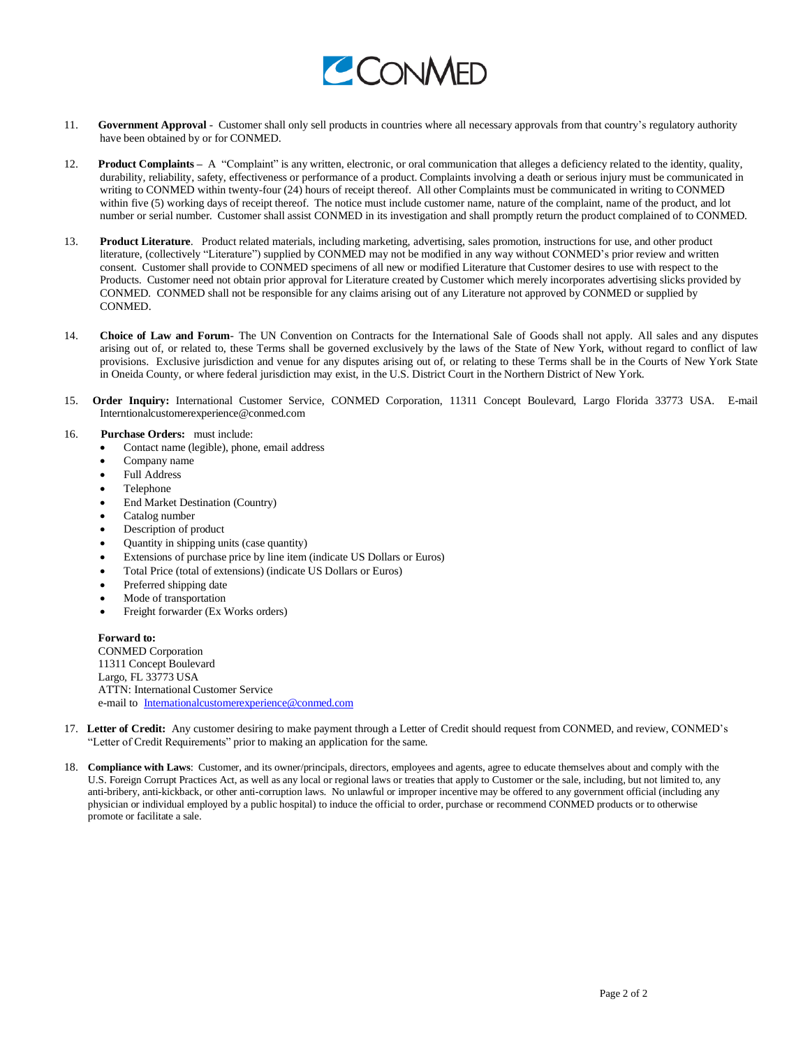11. **Government Approval** - Customer shall only sell products in countries where all necessary approvals from that country's regulatory authority have been obtained by or for CONMED.

12. **Product Complaints –** A "Complaint" is any written, electronic, or oral communication that alleges a deficiency related to the identity, quality, durability, reliability, safety, effectiveness or performance of a product. Complaints involving a death or serious injury must be communicated in writing to CONMED within twenty-four (24) hours of receipt thereof. All other Complaints must be communicated in writing to CONMED within five (5) working days of receipt thereof. The notice must include customer name, nature of the complaint, name of the product, and lot number or serial number. Customer shall assist CONMED in its investigation and shall promptly return the product complained of to CONMED.

13. **Product Literature**. Product related materials, including marketing, advertising, sales promotion, instructions for use, and other product literature, (collectively "Literature") supplied by CONMED may not be modified in any way without CONMED's prior review and written consent. Customer shall provide to CONMED specimens of all new or modified Literature that Customer desires to use with respect to the Products. Customer need not obtain prior approval for Literature created by Customer which merely incorporates advertising slicks provided by CONMED. CONMED shall not be responsible for any claims arising out of any Literature not approved by CONMED or supplied by CONMED.

14. **Choice of Law and Forum**- The UN Convention on Contracts for the International Sale of Goods shall not apply. All sales and any disputes arising out of, or related to, these Terms shall be governed exclusively by the laws of the State of New York, without regard to conflict of law provisions. Exclusive jurisdiction and venue for any disputes arising out of, or relating to these Terms shall be in the Courts of New York State in Oneida County, or where federal jurisdiction may exist, in the U.S. District Court in the Northern District of New York.

15. **Order Inquiry:** International Customer Service, CONMED Corporation, 11311 Concept Boulevard, Largo Florida 33773 USA. E-mail Interntionalcustomerexperience@conmed.com

16. **Purchase Orders:** must include:
    - Contact name (legible), phone, email address
    - Company name
    - Full Address
    - Telephone
    - End Market Destination (Country)
    - Catalog number
    - Description of product
    - Quantity in shipping units (case quantity)
    - Extensions of purchase price by line item (indicate US Dollars or Euros)
    - Total Price (total of extensions) (indicate US Dollars or Euros)
    - Preferred shipping date
    - Mode of transportation
    - Freight forwarder (Ex Works orders)

    **Forward to:**
    CONMED Corporation
    11311 Concept Boulevard
    Largo, FL 33773 USA
    ATTN: International Customer Service
    e-mail to Internationalcustomerexperience@conmed.com

17. **Letter of Credit:** Any customer desiring to make payment through a Letter of Credit should request from CONMED, and review, CONMED's "Letter of Credit Requirements" prior to making an application for the same.

18. **Compliance with Laws**: Customer, and its owner/principals, directors, employees and agents, agree to educate themselves about and comply with the U.S. Foreign Corrupt Practices Act, as well as any local or regional laws or treaties that apply to Customer or the sale, including, but not limited to, any anti-bribery, anti-kickback, or other anti-corruption laws. No unlawful or improper incentive may be offered to any government official (including any physician or individual employed by a public hospital) to induce the official to order, purchase or recommend CONMED products or to otherwise promote or facilitate a sale.